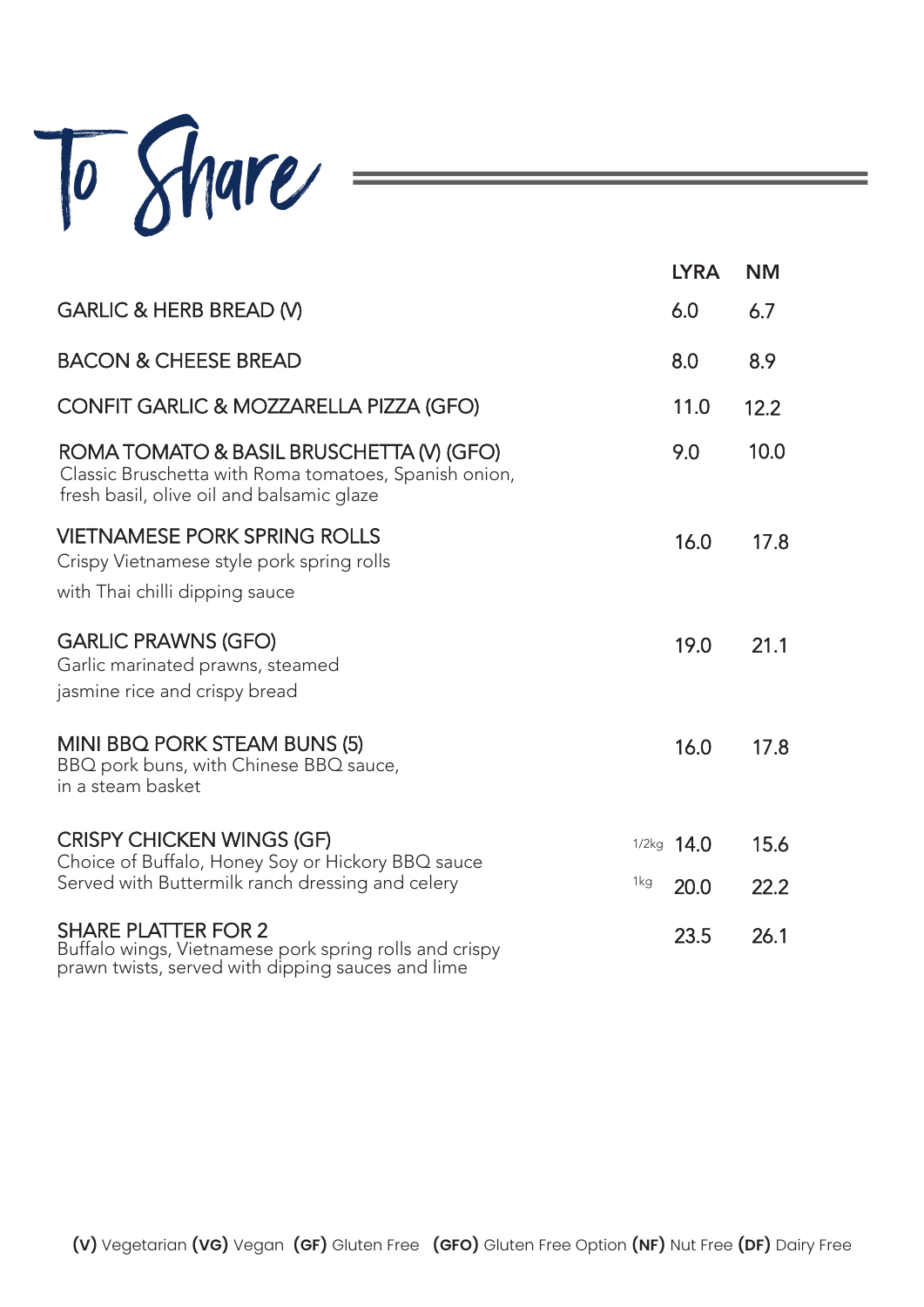# To Share

| | | LYRA | NM |
|---|---|---|---|
| GARLIC & HERB BREAD (V) | | 6.0 | 6.7 |
| BACON & CHEESE BREAD | | 8.0 | 8.9 |
| CONFIT GARLIC & MOZZARELLA PIZZA (GFO) | | 11.0 | 12.2 |
| ROMA TOMATO & BASIL BRUSCHETTA (V) (GFO)<br>Classic Bruschetta with Roma tomatoes, Spanish onion, fresh basil, olive oil and balsamic glaze | | 9.0 | 10.0 |
| VIETNAMESE PORK SPRING ROLLS<br>Crispy Vietnamese style pork spring rolls with Thai chilli dipping sauce | | 16.0 | 17.8 |
| GARLIC PRAWNS (GFO)<br>Garlic marinated prawns, steamed jasmine rice and crispy bread | | 19.0 | 21.1 |
| MINI BBQ PORK STEAM BUNS (5)<br>BBQ pork buns, with Chinese BBQ sauce, in a steam basket | | 16.0 | 17.8 |
| CRISPY CHICKEN WINGS (GF)<br>Choice of Buffalo, Honey Soy or Hickory BBQ sauce<br>Served with Buttermilk ranch dressing and celery | 1/2kg | 14.0 | 15.6 |
| | 1kg | 20.0 | 22.2 |
| SHARE PLATTER FOR 2<br>Buffalo wings, Vietnamese pork spring rolls and crispy prawn twists, served with dipping sauces and lime | | 23.5 | 26.1 |

**(V)** Vegetarian **(VG)** Vegan **(GF)** Gluten Free **(GFO)** Gluten Free Option **(NF)** Nut Free **(DF)** Dairy Free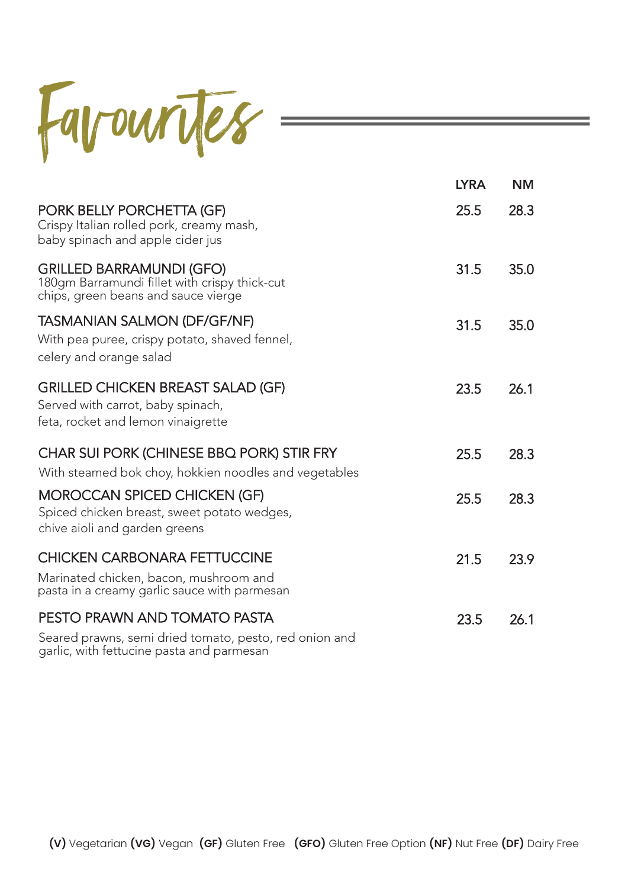# Favourites

| | LYRA | NM |
|---|---|---|
| PORK BELLY PORCHETTA (GF)<br>Crispy Italian rolled pork, creamy mash, baby spinach and apple cider jus | 25.5 | 28.3 |
| GRILLED BARRAMUNDI (GFO)<br>180gm Barramundi fillet with crispy thick-cut chips, green beans and sauce vierge | 31.5 | 35.0 |
| TASMANIAN SALMON (DF/GF/NF)<br>With pea puree, crispy potato, shaved fennel, celery and orange salad | 31.5 | 35.0 |
| GRILLED CHICKEN BREAST SALAD (GF)<br>Served with carrot, baby spinach, feta, rocket and lemon vinaigrette | 23.5 | 26.1 |
| CHAR SUI PORK (CHINESE BBQ PORK) STIR FRY<br>With steamed bok choy, hokkien noodles and vegetables | 25.5 | 28.3 |
| MOROCCAN SPICED CHICKEN (GF)<br>Spiced chicken breast, sweet potato wedges, chive aioli and garden greens | 25.5 | 28.3 |
| CHICKEN CARBONARA FETTUCCINE<br>Marinated chicken, bacon, mushroom and pasta in a creamy garlic sauce with parmesan | 21.5 | 23.9 |
| PESTO PRAWN AND TOMATO PASTA<br>Seared prawns, semi dried tomato, pesto, red onion and garlic, with fettucine pasta and parmesan | 23.5 | 26.1 |

**(V)** Vegetarian **(VG)** Vegan **(GF)** Gluten Free **(GFO)** Gluten Free Option **(NF)** Nut Free **(DF)** Dairy Free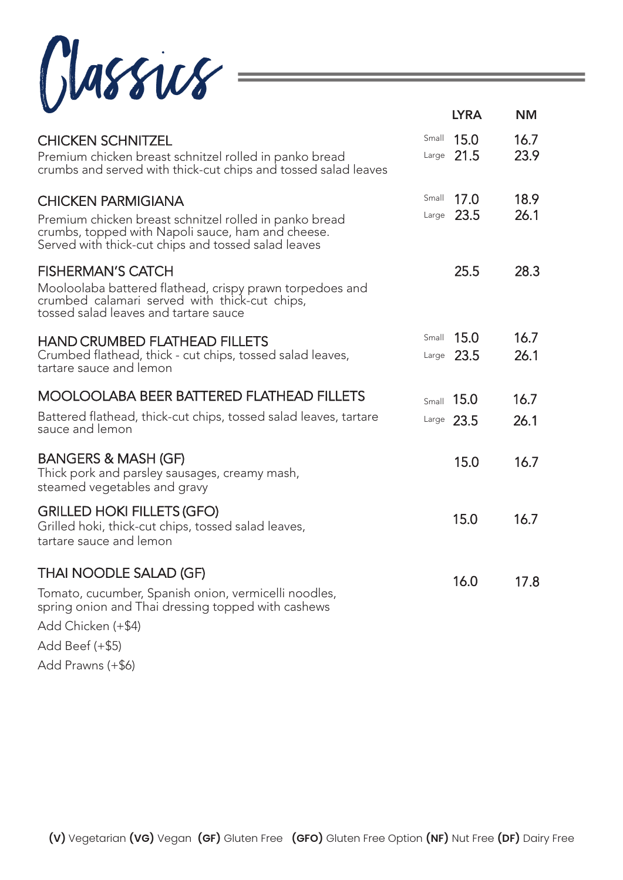# Classics

| | | LYRA | NM |
|---|---|---|---|
| **CHICKEN SCHNITZEL**<br>Premium chicken breast schnitzel rolled in panko bread crumbs and served with thick-cut chips and tossed salad leaves | Small | 15.0 | 16.7 |
| | Large | 21.5 | 23.9 |
| **CHICKEN PARMIGIANA**<br>Premium chicken breast schnitzel rolled in panko bread crumbs, topped with Napoli sauce, ham and cheese. Served with thick-cut chips and tossed salad leaves | Small | 17.0 | 18.9 |
| | Large | 23.5 | 26.1 |
| **FISHERMAN'S CATCH**<br>Mooloolaba battered flathead, crispy prawn torpedoes and crumbed calamari served with thick-cut chips, tossed salad leaves and tartare sauce | | 25.5 | 28.3 |
| **HAND CRUMBED FLATHEAD FILLETS**<br>Crumbed flathead, thick - cut chips, tossed salad leaves, tartare sauce and lemon | Small | 15.0 | 16.7 |
| | Large | 23.5 | 26.1 |
| **MOOLOOLABA BEER BATTERED FLATHEAD FILLETS**<br>Battered flathead, thick-cut chips, tossed salad leaves, tartare sauce and lemon | Small | 15.0 | 16.7 |
| | Large | 23.5 | 26.1 |
| **BANGERS & MASH (GF)**<br>Thick pork and parsley sausages, creamy mash, steamed vegetables and gravy | | 15.0 | 16.7 |
| **GRILLED HOKI FILLETS (GFO)**<br>Grilled hoki, thick-cut chips, tossed salad leaves, tartare sauce and lemon | | 15.0 | 16.7 |
| **THAI NOODLE SALAD (GF)**<br>Tomato, cucumber, Spanish onion, vermicelli noodles, spring onion and Thai dressing topped with cashews<br>Add Chicken (+$4)<br>Add Beef (+$5)<br>Add Prawns (+$6) | | 16.0 | 17.8 |

**(V)** Vegetarian **(VG)** Vegan **(GF)** Gluten Free **(GFO)** Gluten Free Option **(NF)** Nut Free **(DF)** Dairy Free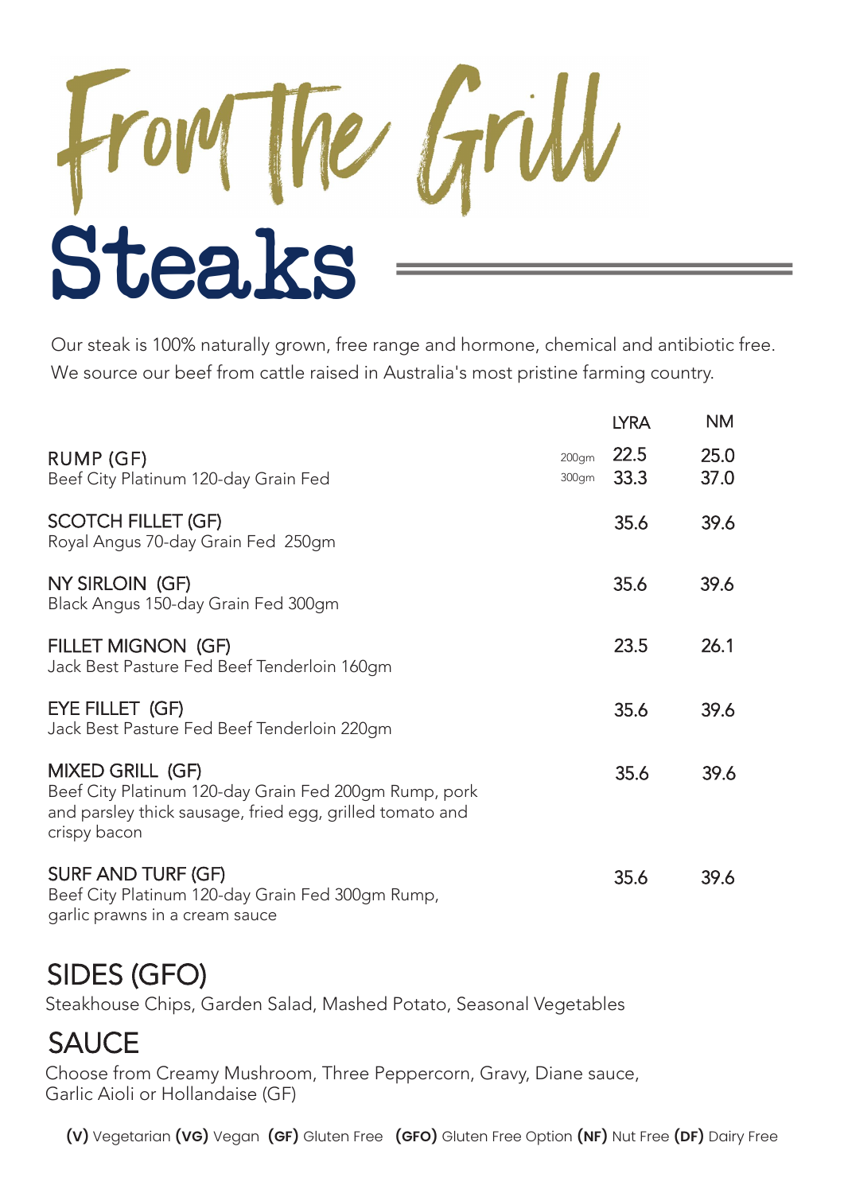# From The Grill

## Steaks

Our steak is 100% naturally grown, free range and hormone, chemical and antibiotic free. We source our beef from cattle raised in Australia's most pristine farming country.

| | | LYRA | NM |
|---|---|---|---|
| RUMP (GF)<br>Beef City Platinum 120-day Grain Fed | 200gm<br>300gm | 22.5<br>33.3 | 25.0<br>37.0 |
| SCOTCH FILLET (GF)<br>Royal Angus 70-day Grain Fed 250gm | | 35.6 | 39.6 |
| NY SIRLOIN (GF)<br>Black Angus 150-day Grain Fed 300gm | | 35.6 | 39.6 |
| FILLET MIGNON (GF)<br>Jack Best Pasture Fed Beef Tenderloin 160gm | | 23.5 | 26.1 |
| EYE FILLET (GF)<br>Jack Best Pasture Fed Beef Tenderloin 220gm | | 35.6 | 39.6 |
| MIXED GRILL (GF)<br>Beef City Platinum 120-day Grain Fed 200gm Rump, pork and parsley thick sausage, fried egg, grilled tomato and crispy bacon | | 35.6 | 39.6 |
| SURF AND TURF (GF)<br>Beef City Platinum 120-day Grain Fed 300gm Rump, garlic prawns in a cream sauce | | 35.6 | 39.6 |

## SIDES (GFO)

Steakhouse Chips, Garden Salad, Mashed Potato, Seasonal Vegetables

## SAUCE

Choose from Creamy Mushroom, Three Peppercorn, Gravy, Diane sauce, Garlic Aioli or Hollandaise (GF)

**(V)** Vegetarian **(VG)** Vegan **(GF)** Gluten Free **(GFO)** Gluten Free Option **(NF)** Nut Free **(DF)** Dairy Free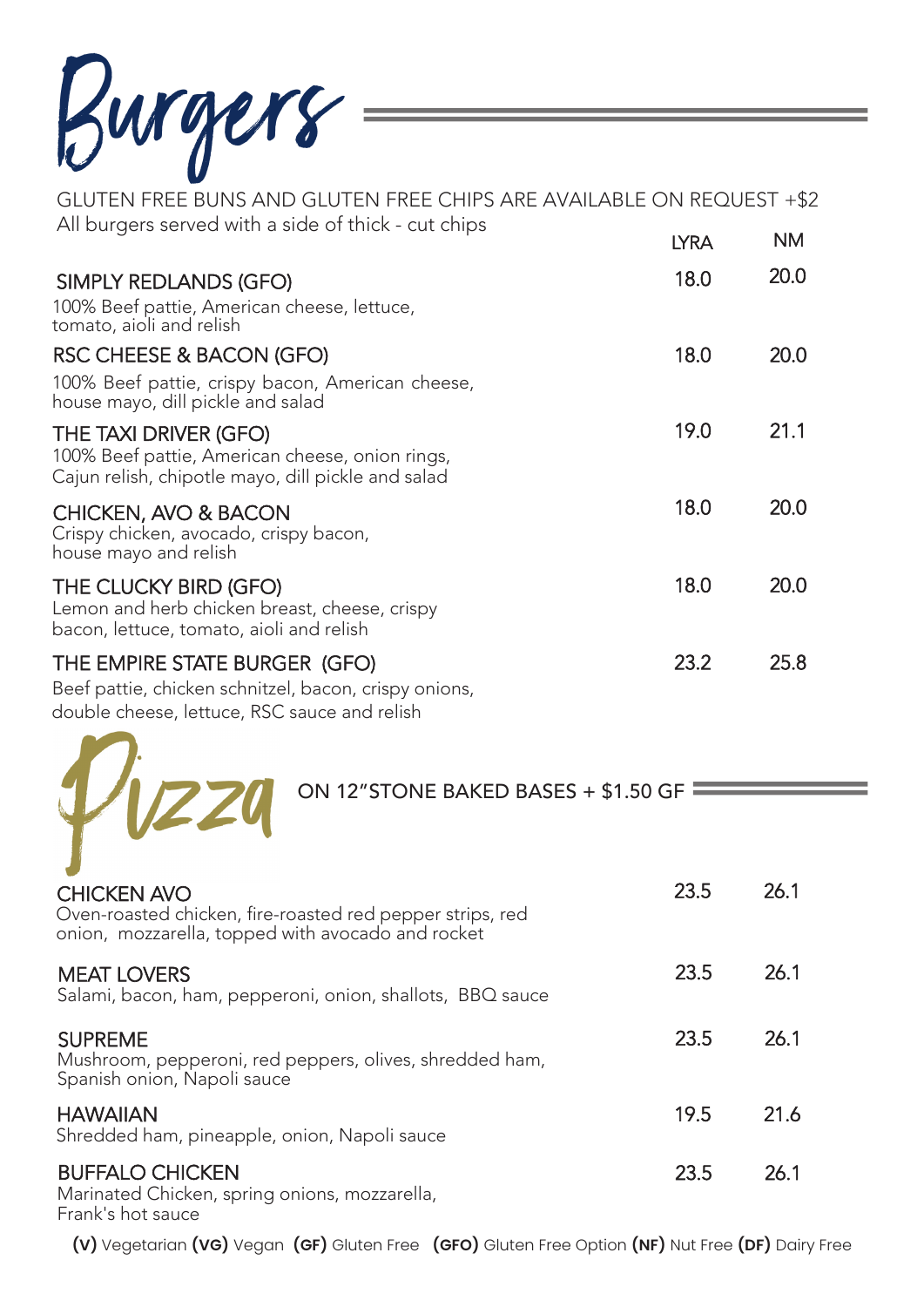# Burgers

GLUTEN FREE BUNS AND GLUTEN FREE CHIPS ARE AVAILABLE ON REQUEST +$2

All burgers served with a side of thick - cut chips

| | LYRA | NM |
|---|---|---|
| **SIMPLY REDLANDS (GFO)**<br>100% Beef pattie, American cheese, lettuce, tomato, aioli and relish | 18.0 | 20.0 |
| **RSC CHEESE & BACON (GFO)**<br>100% Beef pattie, crispy bacon, American cheese, house mayo, dill pickle and salad | 18.0 | 20.0 |
| **THE TAXI DRIVER (GFO)**<br>100% Beef pattie, American cheese, onion rings, Cajun relish, chipotle mayo, dill pickle and salad | 19.0 | 21.1 |
| **CHICKEN, AVO & BACON**<br>Crispy chicken, avocado, crispy bacon, house mayo and relish | 18.0 | 20.0 |
| **THE CLUCKY BIRD (GFO)**<br>Lemon and herb chicken breast, cheese, crispy bacon, lettuce, tomato, aioli and relish | 18.0 | 20.0 |
| **THE EMPIRE STATE BURGER (GFO)**<br>Beef pattie, chicken schnitzel, bacon, crispy onions, double cheese, lettuce, RSC sauce and relish | 23.2 | 25.8 |

# Pizza

ON 12"STONE BAKED BASES + $1.50 GF

| | LYRA | NM |
|---|---|---|
| **CHICKEN AVO**<br>Oven-roasted chicken, fire-roasted red pepper strips, red onion, mozzarella, topped with avocado and rocket | 23.5 | 26.1 |
| **MEAT LOVERS**<br>Salami, bacon, ham, pepperoni, onion, shallots, BBQ sauce | 23.5 | 26.1 |
| **SUPREME**<br>Mushroom, pepperoni, red peppers, olives, shredded ham, Spanish onion, Napoli sauce | 23.5 | 26.1 |
| **HAWAIIAN**<br>Shredded ham, pineapple, onion, Napoli sauce | 19.5 | 21.6 |
| **BUFFALO CHICKEN**<br>Marinated Chicken, spring onions, mozzarella, Frank's hot sauce | 23.5 | 26.1 |

**(V)** Vegetarian **(VG)** Vegan **(GF)** Gluten Free **(GFO)** Gluten Free Option **(NF)** Nut Free **(DF)** Dairy Free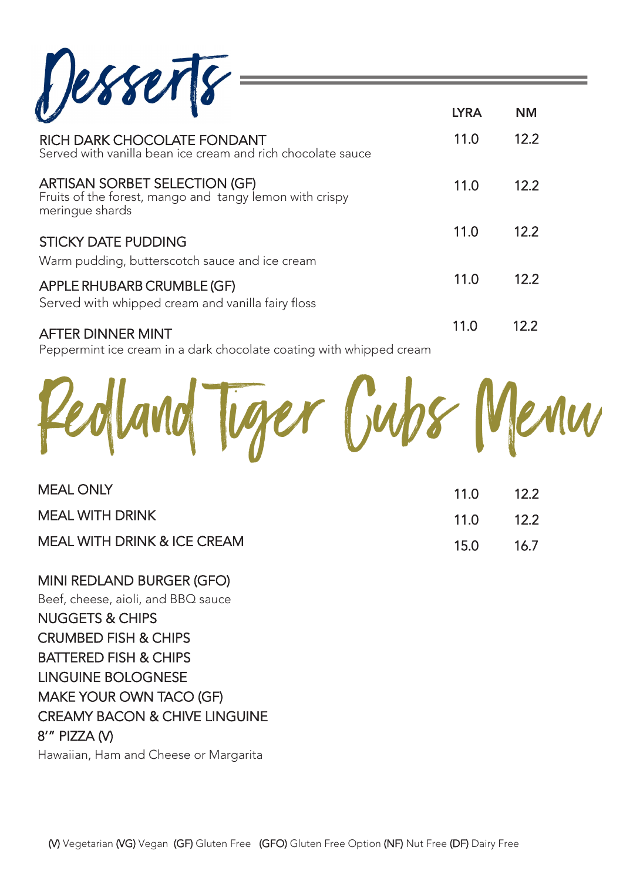# Desserts

| | LYRA | NM |
|---|---|---|
| RICH DARK CHOCOLATE FONDANT<br>Served with vanilla bean ice cream and rich chocolate sauce | 11.0 | 12.2 |
| ARTISAN SORBET SELECTION (GF)<br>Fruits of the forest, mango and tangy lemon with crispy meringue shards | 11.0 | 12.2 |
| STICKY DATE PUDDING<br>Warm pudding, butterscotch sauce and ice cream | 11.0 | 12.2 |
| APPLE RHUBARB CRUMBLE (GF)<br>Served with whipped cream and vanilla fairy floss | 11.0 | 12.2 |
| AFTER DINNER MINT<br>Peppermint ice cream in a dark chocolate coating with whipped cream | 11.0 | 12.2 |

# Redland Tiger Cubs Menu

| | | |
|---|---|---|
| MEAL ONLY | 11.0 | 12.2 |
| MEAL WITH DRINK | 11.0 | 12.2 |
| MEAL WITH DRINK & ICE CREAM | 15.0 | 16.7 |

MINI REDLAND BURGER (GFO)
Beef, cheese, aioli, and BBQ sauce

NUGGETS & CHIPS

CRUMBED FISH & CHIPS

BATTERED FISH & CHIPS

LINGUINE BOLOGNESE

MAKE YOUR OWN TACO (GF)

CREAMY BACON & CHIVE LINGUINE

8'" PIZZA (V)
Hawaiian, Ham and Cheese or Margarita

(V) Vegetarian (VG) Vegan (GF) Gluten Free (GFO) Gluten Free Option (NF) Nut Free (DF) Dairy Free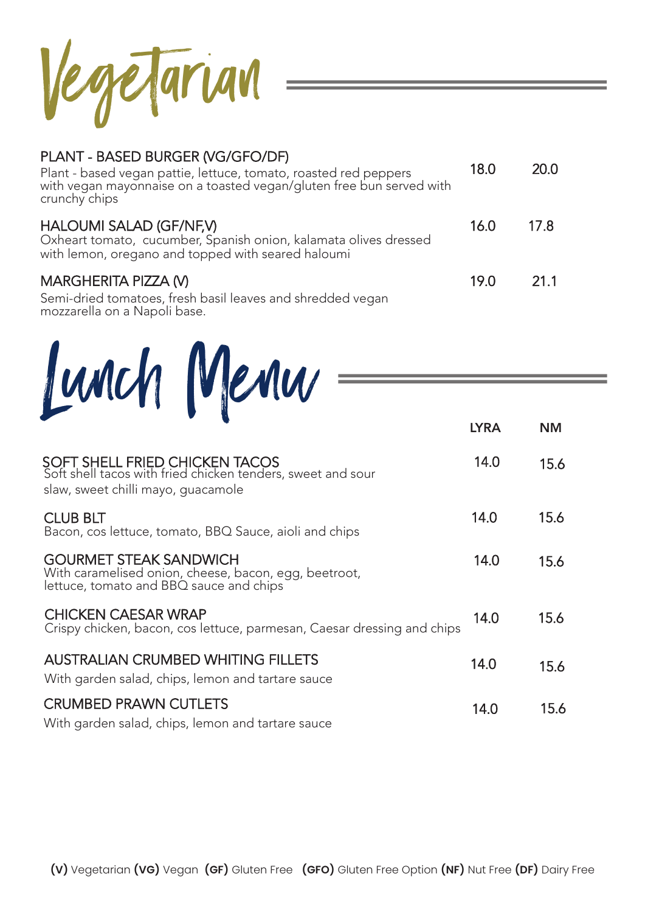# Vegetarian

**PLANT - BASED BURGER (VG/GFO/DF)** — 18.0 | 20.0
Plant - based vegan pattie, lettuce, tomato, roasted red peppers with vegan mayonnaise on a toasted vegan/gluten free bun served with crunchy chips

**HALOUMI SALAD (GF/NF,V)** — 16.0 | 17.8
Oxheart tomato, cucumber, Spanish onion, kalamata olives dressed with lemon, oregano and topped with seared haloumi

**MARGHERITA PIZZA (V)** — 19.0 | 21.1
Semi-dried tomatoes, fresh basil leaves and shredded vegan mozzarella on a Napoli base.

# Lunch Menu

| | LYRA | NM |
|---|---|---|
| **SOFT SHELL FRIED CHICKEN TACOS**<br>Soft shell tacos with fried chicken tenders, sweet and sour slaw, sweet chilli mayo, guacamole | 14.0 | 15.6 |
| **CLUB BLT**<br>Bacon, cos lettuce, tomato, BBQ Sauce, aioli and chips | 14.0 | 15.6 |
| **GOURMET STEAK SANDWICH**<br>With caramelised onion, cheese, bacon, egg, beetroot, lettuce, tomato and BBQ sauce and chips | 14.0 | 15.6 |
| **CHICKEN CAESAR WRAP**<br>Crispy chicken, bacon, cos lettuce, parmesan, Caesar dressing and chips | 14.0 | 15.6 |
| **AUSTRALIAN CRUMBED WHITING FILLETS**<br>With garden salad, chips, lemon and tartare sauce | 14.0 | 15.6 |
| **CRUMBED PRAWN CUTLETS**<br>With garden salad, chips, lemon and tartare sauce | 14.0 | 15.6 |

**(V)** Vegetarian **(VG)** Vegan **(GF)** Gluten Free **(GFO)** Gluten Free Option **(NF)** Nut Free **(DF)** Dairy Free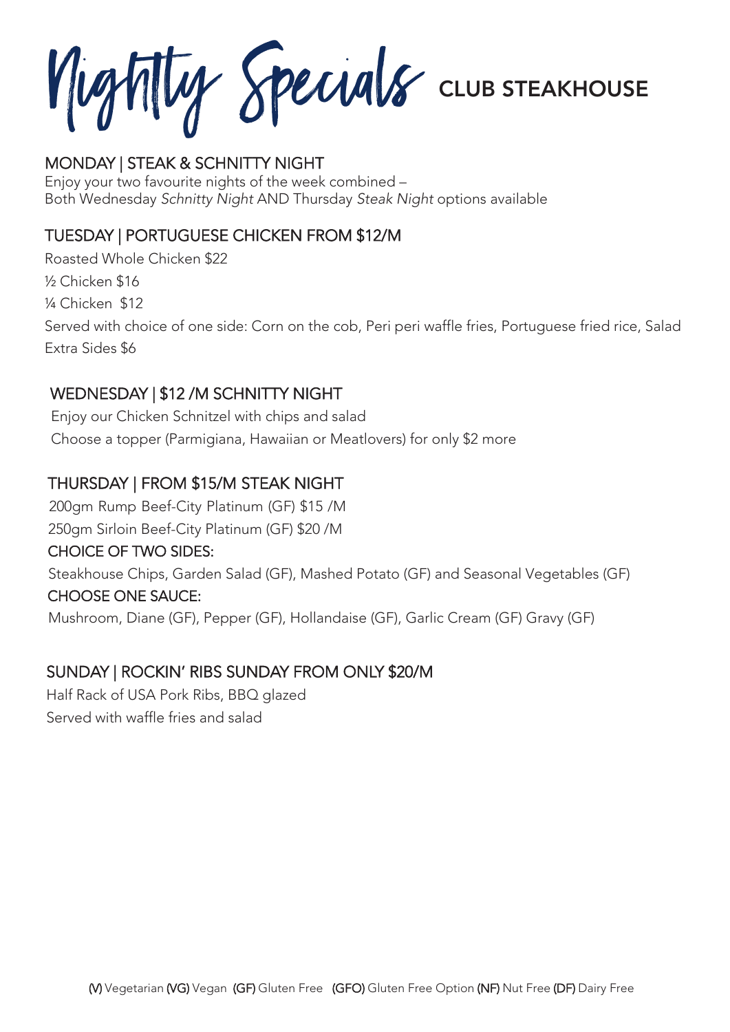# Nightly Specials CLUB STEAKHOUSE

## MONDAY | STEAK & SCHNITTY NIGHT

Enjoy your two favourite nights of the week combined –
Both Wednesday *Schnitty Night* AND Thursday *Steak Night* options available

## TUESDAY | PORTUGUESE CHICKEN FROM $12/M

Roasted Whole Chicken $22
½ Chicken $16
¼ Chicken $12
Served with choice of one side: Corn on the cob, Peri peri waffle fries, Portuguese fried rice, Salad
Extra Sides $6

## WEDNESDAY | $12 /M SCHNITTY NIGHT

Enjoy our Chicken Schnitzel with chips and salad
Choose a topper (Parmigiana, Hawaiian or Meatlovers) for only $2 more

## THURSDAY | FROM $15/M STEAK NIGHT

200gm Rump Beef-City Platinum (GF) $15 /M
250gm Sirloin Beef-City Platinum (GF) $20 /M

CHOICE OF TWO SIDES:
Steakhouse Chips, Garden Salad (GF), Mashed Potato (GF) and Seasonal Vegetables (GF)

CHOOSE ONE SAUCE:
Mushroom, Diane (GF), Pepper (GF), Hollandaise (GF), Garlic Cream (GF) Gravy (GF)

## SUNDAY | ROCKIN' RIBS SUNDAY FROM ONLY $20/M

Half Rack of USA Pork Ribs, BBQ glazed
Served with waffle fries and salad

**(V)** Vegetarian **(VG)** Vegan **(GF)** Gluten Free **(GFO)** Gluten Free Option **(NF)** Nut Free **(DF)** Dairy Free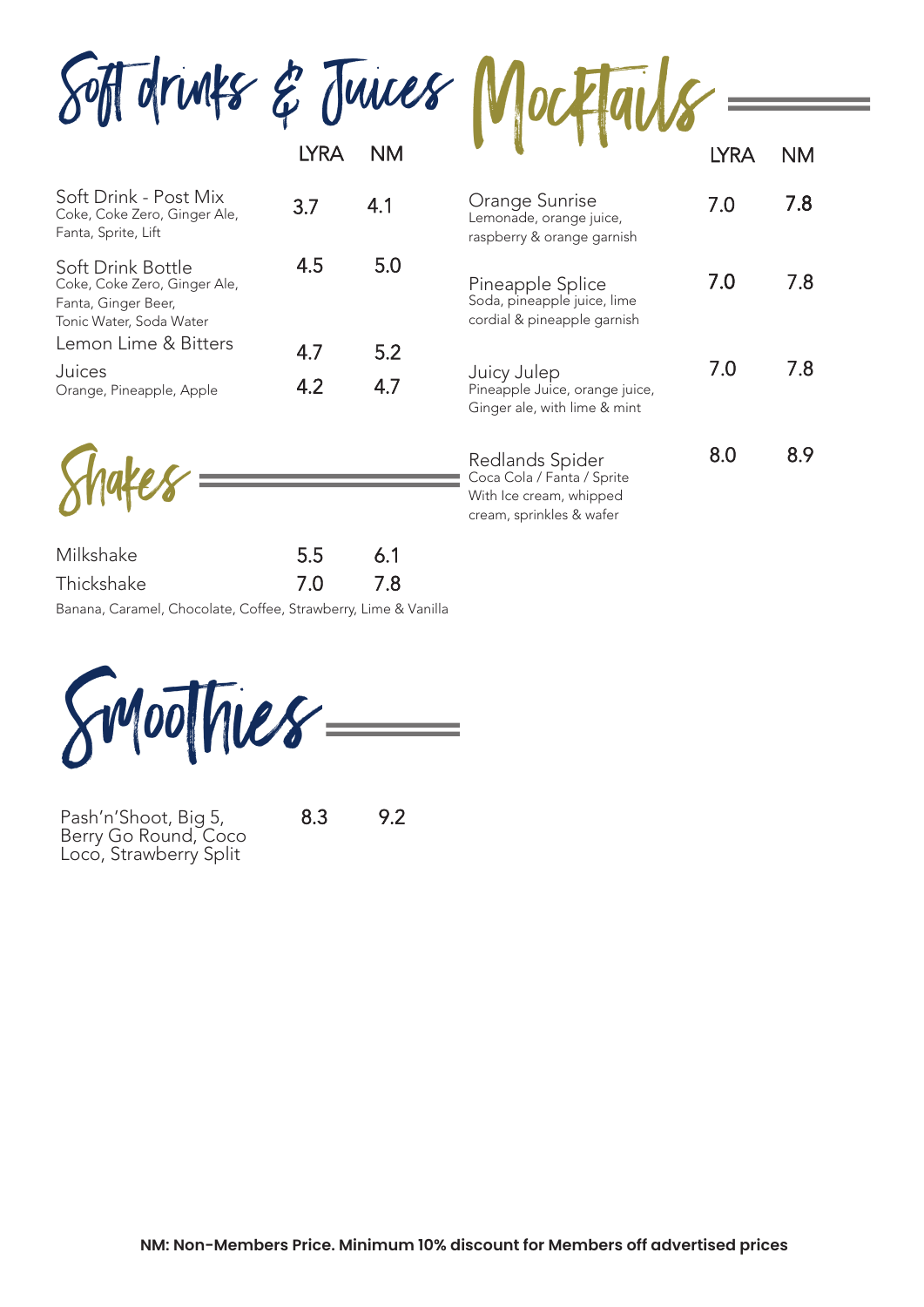# Soft drinks & Juices

| | LYRA | NM |
|---|---|---|
| Soft Drink - Post Mix<br>Coke, Coke Zero, Ginger Ale, Fanta, Sprite, Lift | 3.7 | 4.1 |
| Soft Drink Bottle<br>Coke, Coke Zero, Ginger Ale, Fanta, Ginger Beer, Tonic Water, Soda Water | 4.5 | 5.0 |
| Lemon Lime & Bitters | 4.7 | 5.2 |
| Juices<br>Orange, Pineapple, Apple | 4.2 | 4.7 |

# Mocktails

| | LYRA | NM |
|---|---|---|
| Orange Sunrise<br>Lemonade, orange juice, raspberry & orange garnish | 7.0 | 7.8 |
| Pineapple Splice<br>Soda, pineapple juice, lime cordial & pineapple garnish | 7.0 | 7.8 |
| Juicy Julep<br>Pineapple Juice, orange juice, Ginger ale, with lime & mint | 7.0 | 7.8 |
| Redlands Spider<br>Coca Cola / Fanta / Sprite With Ice cream, whipped cream, sprinkles & wafer | 8.0 | 8.9 |

# Shakes

| | | |
|---|---|---|
| Milkshake | 5.5 | 6.1 |
| Thickshake | 7.0 | 7.8 |

Banana, Caramel, Chocolate, Coffee, Strawberry, Lime & Vanilla

# Smoothies

| | | |
|---|---|---|
| Pash'n'Shoot, Big 5, Berry Go Round, Coco Loco, Strawberry Split | 8.3 | 9.2 |

**NM: Non-Members Price. Minimum 10% discount for Members off advertised prices**